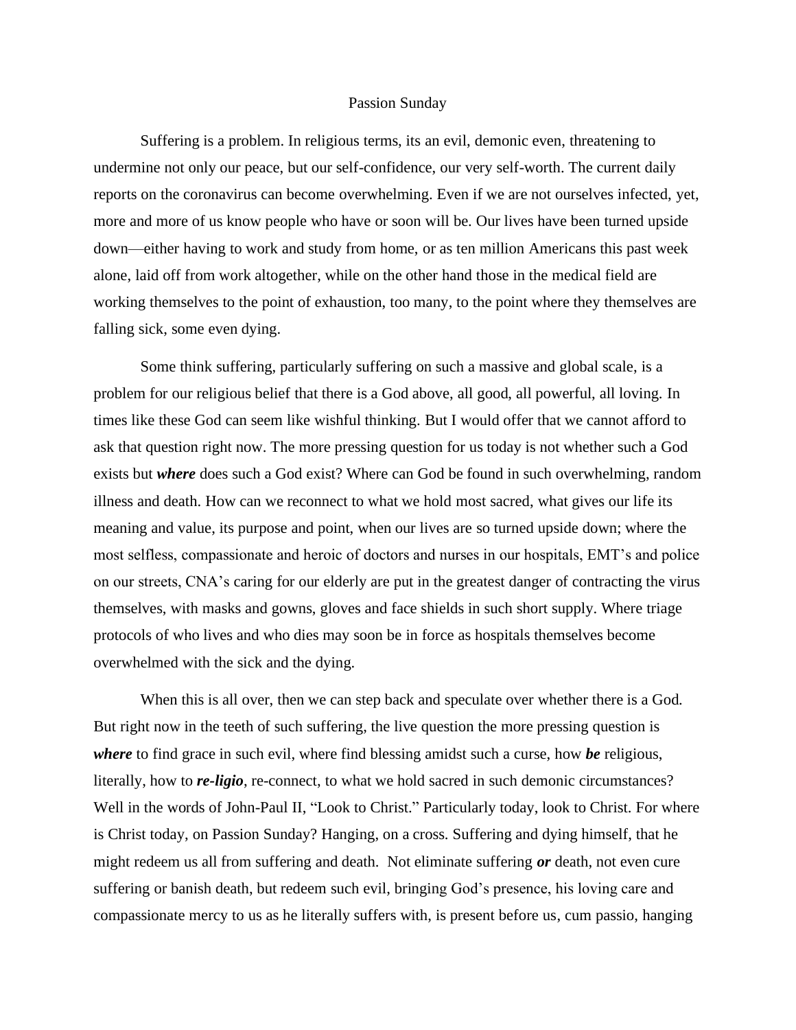# Passion Sunday

Suffering is a problem. In religious terms, its an evil, demonic even, threatening to undermine not only our peace, but our self-confidence, our very self-worth. The current daily reports on the coronavirus can become overwhelming. Even if we are not ourselves infected, yet, more and more of us know people who have or soon will be. Our lives have been turned upside down—either having to work and study from home, or as ten million Americans this past week alone, laid off from work altogether, while on the other hand those in the medical field are working themselves to the point of exhaustion, too many, to the point where they themselves are falling sick, some even dying.

Some think suffering, particularly suffering on such a massive and global scale, is a problem for our religious belief that there is a God above, all good, all powerful, all loving. In times like these God can seem like wishful thinking. But I would offer that we cannot afford to ask that question right now. The more pressing question for us today is not whether such a God exists but ***where*** does such a God exist? Where can God be found in such overwhelming, random illness and death. How can we reconnect to what we hold most sacred, what gives our life its meaning and value, its purpose and point, when our lives are so turned upside down; where the most selfless, compassionate and heroic of doctors and nurses in our hospitals, EMT's and police on our streets, CNA's caring for our elderly are put in the greatest danger of contracting the virus themselves, with masks and gowns, gloves and face shields in such short supply. Where triage protocols of who lives and who dies may soon be in force as hospitals themselves become overwhelmed with the sick and the dying.

When this is all over, then we can step back and speculate over whether there is a God. But right now in the teeth of such suffering, the live question the more pressing question is ***where*** to find grace in such evil, where find blessing amidst such a curse, how ***be*** religious, literally, how to ***re-ligio***, re-connect, to what we hold sacred in such demonic circumstances? Well in the words of John-Paul II, "Look to Christ." Particularly today, look to Christ. For where is Christ today, on Passion Sunday? Hanging, on a cross. Suffering and dying himself, that he might redeem us all from suffering and death. Not eliminate suffering ***or*** death, not even cure suffering or banish death, but redeem such evil, bringing God's presence, his loving care and compassionate mercy to us as he literally suffers with, is present before us, cum passio, hanging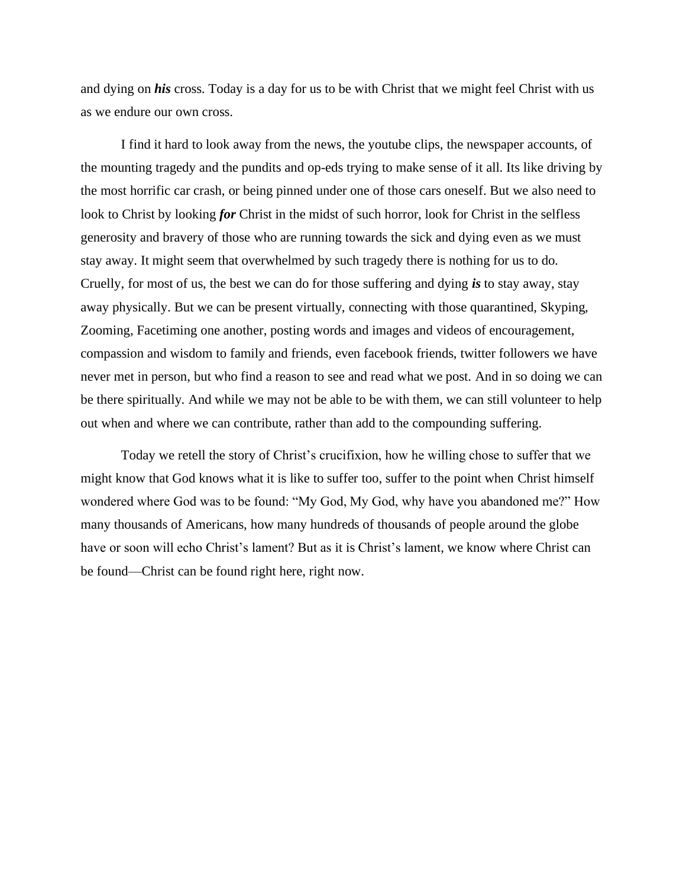and dying on ***his*** cross. Today is a day for us to be with Christ that we might feel Christ with us as we endure our own cross.

I find it hard to look away from the news, the youtube clips, the newspaper accounts, of the mounting tragedy and the pundits and op-eds trying to make sense of it all. Its like driving by the most horrific car crash, or being pinned under one of those cars oneself. But we also need to look to Christ by looking ***for*** Christ in the midst of such horror, look for Christ in the selfless generosity and bravery of those who are running towards the sick and dying even as we must stay away. It might seem that overwhelmed by such tragedy there is nothing for us to do. Cruelly, for most of us, the best we can do for those suffering and dying ***is*** to stay away, stay away physically. But we can be present virtually, connecting with those quarantined, Skyping, Zooming, Facetiming one another, posting words and images and videos of encouragement, compassion and wisdom to family and friends, even facebook friends, twitter followers we have never met in person, but who find a reason to see and read what we post. And in so doing we can be there spiritually. And while we may not be able to be with them, we can still volunteer to help out when and where we can contribute, rather than add to the compounding suffering.

Today we retell the story of Christ's crucifixion, how he willing chose to suffer that we might know that God knows what it is like to suffer too, suffer to the point when Christ himself wondered where God was to be found: "My God, My God, why have you abandoned me?" How many thousands of Americans, how many hundreds of thousands of people around the globe have or soon will echo Christ's lament? But as it is Christ's lament, we know where Christ can be found—Christ can be found right here, right now.